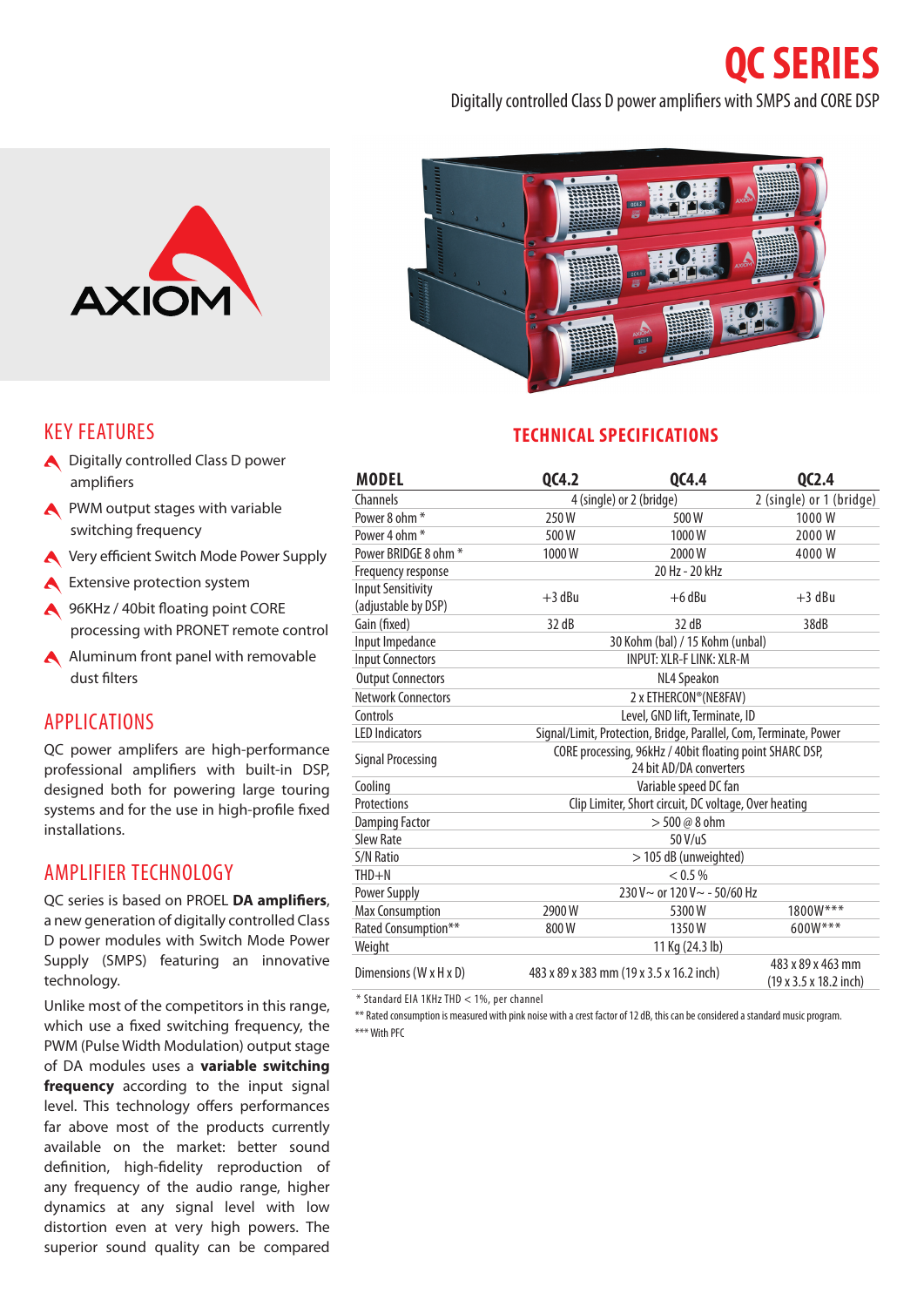# QC SERIES

Digitally controlled Class D power amplifiers with SMPS and CORE DSP

AXIOM

## KEY FEATURES

- Digitally controlled Class D power amplifiers
- PWM output stages with variable switching frequency
- Very efficient Switch Mode Power Supply
- Extensive protection system
- 96KHz / 40bit floating point CORE processing with PRONET remote control
- Aluminum front panel with removable dust filters

## APPLICATIONS

QC power amplifiers are high-performance professional amplifiers with built-in DSP, designed both for powering large touring systems and for the use in high-profile fixed installations.

## AMPLIFIER TECHNOLOGY

QC series is based on PROEL **DA amplifiers**, a new generation of digitally controlled Class D power modules with Switch Mode Power Supply (SMPS) featuring an innovative technology.

Unlike most of the competitors in this range, which use a fixed switching frequency, the PWM (Pulse Width Modulation) output stage of DA modules uses a **variable switching frequency** according to the input signal level. This technology offers performances far above most of the products currently available on the market: better sound definition, high-fidelity reproduction of any frequency of the audio range, higher dynamics at any signal level with low distortion even at very high powers. The superior sound quality can be compared

## TECHNICAL SPECIFICATIONS

| MODEL | QC4.2 | QC4.4 | QC2.4 |
|---|---|---|---|
| Channels | 4 (single) or 2 (bridge) | | 2 (single) or 1 (bridge) |
| Power 8 ohm * | 250 W | 500 W | 1000 W |
| Power 4 ohm * | 500 W | 1000 W | 2000 W |
| Power BRIDGE 8 ohm * | 1000 W | 2000 W | 4000 W |
| Frequency response | 20 Hz - 20 kHz | | |
| Input Sensitivity (adjustable by DSP) | +3 dBu | +6 dBu | +3 dBu |
| Gain (fixed) | 32 dB | 32 dB | 38dB |
| Input Impedance | 30 Kohm (bal) / 15 Kohm (unbal) | | |
| Input Connectors | INPUT: XLR-F LINK: XLR-M | | |
| Output Connectors | NL4 Speakon | | |
| Network Connectors | 2 x ETHERCON®(NE8FAV) | | |
| Controls | Level, GND lift, Terminate, ID | | |
| LED Indicators | Signal/Limit, Protection, Bridge, Parallel, Com, Terminate, Power | | |
| Signal Processing | CORE processing, 96kHz / 40bit floating point SHARC DSP, 24 bit AD/DA converters | | |
| Cooling | Variable speed DC fan | | |
| Protections | Clip Limiter, Short circuit, DC voltage, Over heating | | |
| Damping Factor | > 500 @ 8 ohm | | |
| Slew Rate | 50 V/uS | | |
| S/N Ratio | > 105 dB (unweighted) | | |
| THD+N | < 0.5 % | | |
| Power Supply | 230 V~ or 120 V~ - 50/60 Hz | | |
| Max Consumption | 2900 W | 5300 W | 1800W*** |
| Rated Consumption** | 800 W | 1350 W | 600W*** |
| Weight | 11 Kg (24.3 lb) | | |
| Dimensions (W x H x D) | 483 x 89 x 383 mm (19 x 3.5 x 16.2 inch) | | 483 x 89 x 463 mm (19 x 3.5 x 18.2 inch) |

\* Standard EIA 1KHz THD < 1%, per channel

** Rated consumption is measured with pink noise with a crest factor of 12 dB, this can be considered a standard music program.

*** With PFC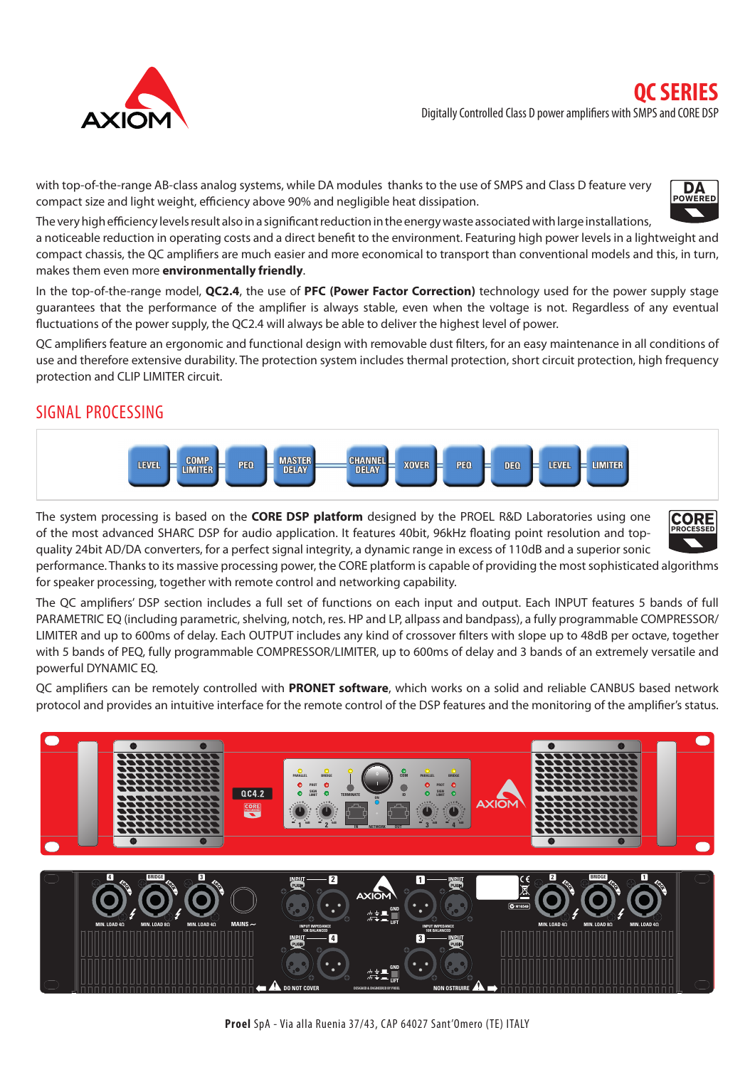with top-of-the-range AB-class analog systems, while DA modules thanks to the use of SMPS and Class D feature very compact size and light weight, efficiency above 90% and negligible heat dissipation.

DA POWERED

The very high efficiency levels result also in a significant reduction in the energy waste associated with large installations, a noticeable reduction in operating costs and a direct benefit to the environment. Featuring high power levels in a lightweight and compact chassis, the QC amplifiers are much easier and more economical to transport than conventional models and this, in turn, makes them even more **environmentally friendly**.

In the top-of-the-range model, **QC2.4**, the use of **PFC (Power Factor Correction)** technology used for the power supply stage guarantees that the performance of the amplifier is always stable, even when the voltage is not. Regardless of any eventual fluctuations of the power supply, the QC2.4 will always be able to deliver the highest level of power.

QC amplifiers feature an ergonomic and functional design with removable dust filters, for an easy maintenance in all conditions of use and therefore extensive durability. The protection system includes thermal protection, short circuit protection, high frequency protection and CLIP LIMITER circuit.

## SIGNAL PROCESSING

LEVEL → COMP LIMITER → PEQ → MASTER DELAY → CHANNEL DELAY → XOVER → PEQ → DEQ → LEVEL → LIMITER

CORE PROCESSED

The system processing is based on the **CORE DSP platform** designed by the PROEL R&D Laboratories using one of the most advanced SHARC DSP for audio application. It features 40bit, 96kHz floating point resolution and top-quality 24bit AD/DA converters, for a perfect signal integrity, a dynamic range in excess of 110dB and a superior sonic performance. Thanks to its massive processing power, the CORE platform is capable of providing the most sophisticated algorithms for speaker processing, together with remote control and networking capability.

The QC amplifiers' DSP section includes a full set of functions on each input and output. Each INPUT features 5 bands of full PARAMETRIC EQ (including parametric, shelving, notch, res. HP and LP, allpass and bandpass), a fully programmable COMPRESSOR/LIMITER and up to 600ms of delay. Each OUTPUT includes any kind of crossover filters with slope up to 48dB per octave, together with 5 bands of PEQ, fully programmable COMPRESSOR/LIMITER, up to 600ms of delay and 3 bands of an extremely versatile and powerful DYNAMIC EQ.

QC amplifiers can be remotely controlled with **PRONET software**, which works on a solid and reliable CANBUS based network protocol and provides an intuitive interface for the remote control of the DSP features and the monitoring of the amplifier's status.

**Proel** SpA - Via alla Ruenia 37/43, CAP 64027 Sant'Omero (TE) ITALY